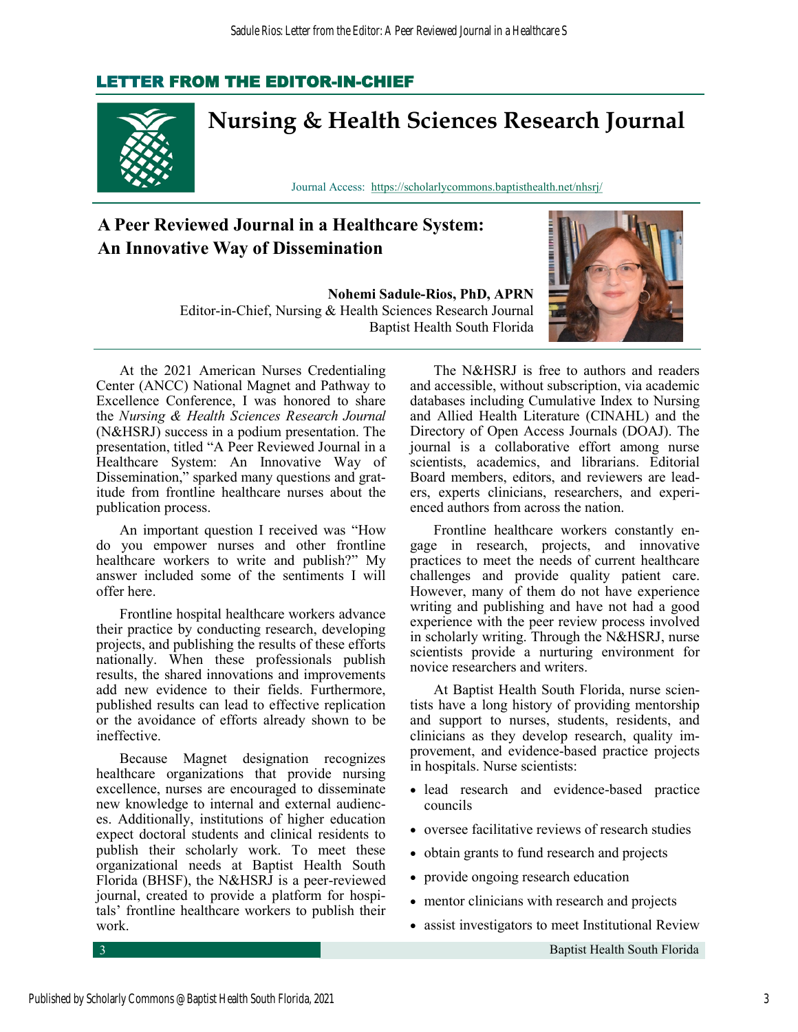## LETTER FROM THE EDITOR-IN-CHIEF

# Nursing & Health Sciences Research Journal

Journal Access: https://scholarlycommons.baptisthealth.net/nhsrj/

## A Peer Reviewed Journal in a Healthcare System: An Innovative Way of Dissemination

**Nohemi Sadule-Rios, PhD, APRN**
Editor-in-Chief, Nursing & Health Sciences Research Journal
Baptist Health South Florida

At the 2021 American Nurses Credentialing Center (ANCC) National Magnet and Pathway to Excellence Conference, I was honored to share the *Nursing & Health Sciences Research Journal* (N&HSRJ) success in a podium presentation. The presentation, titled "A Peer Reviewed Journal in a Healthcare System: An Innovative Way of Dissemination," sparked many questions and gratitude from frontline healthcare nurses about the publication process.

An important question I received was "How do you empower nurses and other frontline healthcare workers to write and publish?" My answer included some of the sentiments I will offer here.

Frontline hospital healthcare workers advance their practice by conducting research, developing projects, and publishing the results of these efforts nationally. When these professionals publish results, the shared innovations and improvements add new evidence to their fields. Furthermore, published results can lead to effective replication or the avoidance of efforts already shown to be ineffective.

Because Magnet designation recognizes healthcare organizations that provide nursing excellence, nurses are encouraged to disseminate new knowledge to internal and external audiences. Additionally, institutions of higher education expect doctoral students and clinical residents to publish their scholarly work. To meet these organizational needs at Baptist Health South Florida (BHSF), the N&HSRJ is a peer-reviewed journal, created to provide a platform for hospitals' frontline healthcare workers to publish their work.

The N&HSRJ is free to authors and readers and accessible, without subscription, via academic databases including Cumulative Index to Nursing and Allied Health Literature (CINAHL) and the Directory of Open Access Journals (DOAJ). The journal is a collaborative effort among nurse scientists, academics, and librarians. Editorial Board members, editors, and reviewers are leaders, experts clinicians, researchers, and experienced authors from across the nation.

Frontline healthcare workers constantly engage in research, projects, and innovative practices to meet the needs of current healthcare challenges and provide quality patient care. However, many of them do not have experience writing and publishing and have not had a good experience with the peer review process involved in scholarly writing. Through the N&HSRJ, nurse scientists provide a nurturing environment for novice researchers and writers.

At Baptist Health South Florida, nurse scientists have a long history of providing mentorship and support to nurses, students, residents, and clinicians as they develop research, quality improvement, and evidence-based practice projects in hospitals. Nurse scientists:

- lead research and evidence-based practice councils
- oversee facilitative reviews of research studies
- obtain grants to fund research and projects
- provide ongoing research education
- mentor clinicians with research and projects
- assist investigators to meet Institutional Review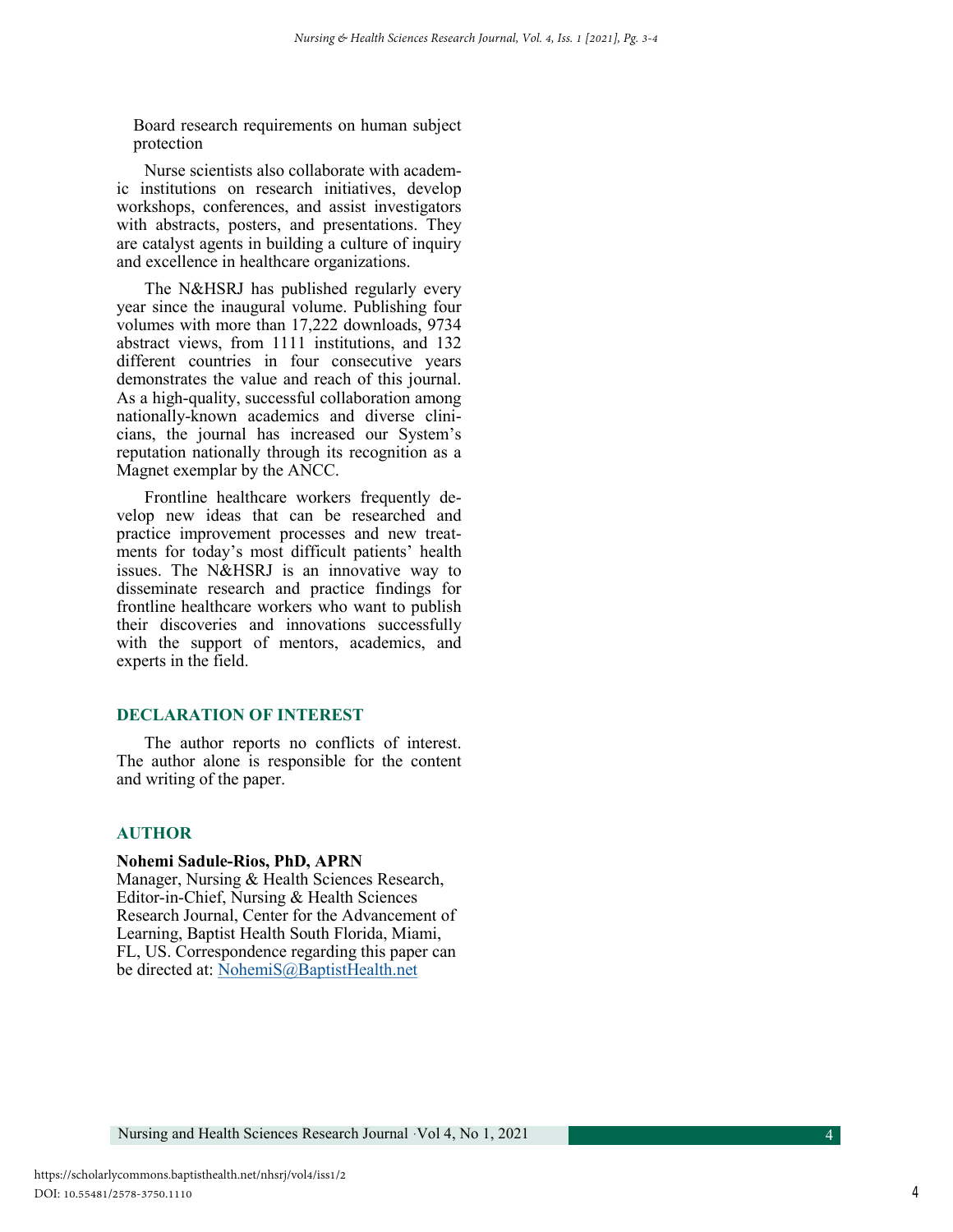Board research requirements on human subject protection

Nurse scientists also collaborate with academic institutions on research initiatives, develop workshops, conferences, and assist investigators with abstracts, posters, and presentations. They are catalyst agents in building a culture of inquiry and excellence in healthcare organizations.

The N&HSRJ has published regularly every year since the inaugural volume. Publishing four volumes with more than 17,222 downloads, 9734 abstract views, from 1111 institutions, and 132 different countries in four consecutive years demonstrates the value and reach of this journal. As a high-quality, successful collaboration among nationally-known academics and diverse clinicians, the journal has increased our System's reputation nationally through its recognition as a Magnet exemplar by the ANCC.

Frontline healthcare workers frequently develop new ideas that can be researched and practice improvement processes and new treatments for today's most difficult patients' health issues. The N&HSRJ is an innovative way to disseminate research and practice findings for frontline healthcare workers who want to publish their discoveries and innovations successfully with the support of mentors, academics, and experts in the field.

## DECLARATION OF INTEREST

The author reports no conflicts of interest. The author alone is responsible for the content and writing of the paper.

## AUTHOR

**Nohemi Sadule-Rios, PhD, APRN**
Manager, Nursing & Health Sciences Research, Editor-in-Chief, Nursing & Health Sciences Research Journal, Center for the Advancement of Learning, Baptist Health South Florida, Miami, FL, US. Correspondence regarding this paper can be directed at: NohemiS@BaptistHealth.net

https://scholarlycommons.baptisthealth.net/nhsrj/vol4/iss1/2
DOI: 10.55481/2578-3750.1110